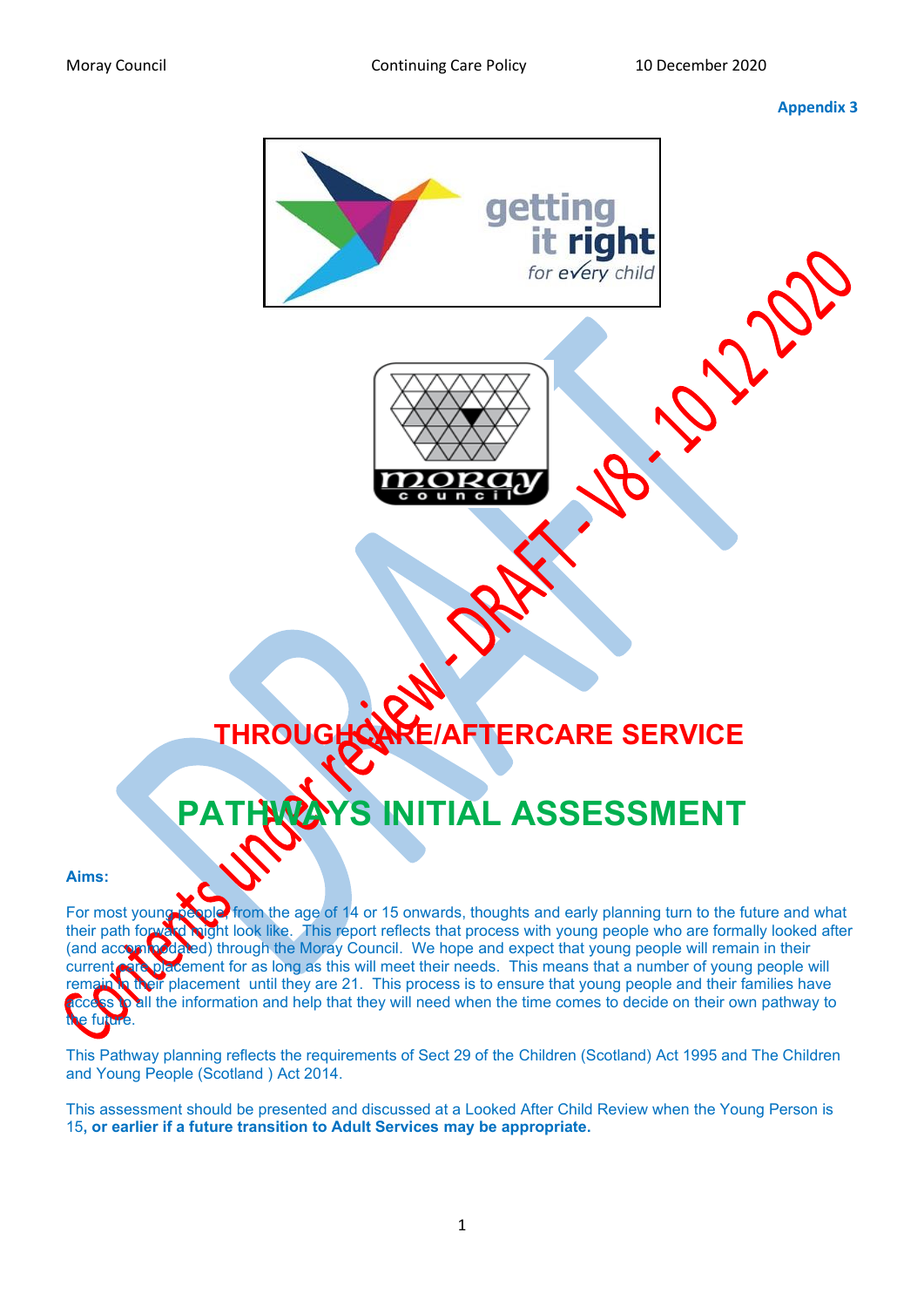Appendix 3

# THROUGHCARE/AFTERCARE SERVICE

# PATHWAYS INITIAL ASSESSMENT

**Aims:**

For most young people, from the age of 14 or 15 onwards, thoughts and early planning turn to the future and what their path forward might look like. This report reflects that process with young people who are formally looked after (and accommodated) through the Moray Council. We hope and expect that young people will remain in their current care placement for as long as this will meet their needs. This means that a number of young people will remain in their placement until they are 21. This process is to ensure that young people and their families have access to all the information and help that they will need when the time comes to decide on their own pathway to the future.

This Pathway planning reflects the requirements of Sect 29 of the Children (Scotland) Act 1995 and The Children and Young People (Scotland ) Act 2014.

This assessment should be presented and discussed at a Looked After Child Review when the Young Person is 15, **or earlier if a future transition to Adult Services may be appropriate.**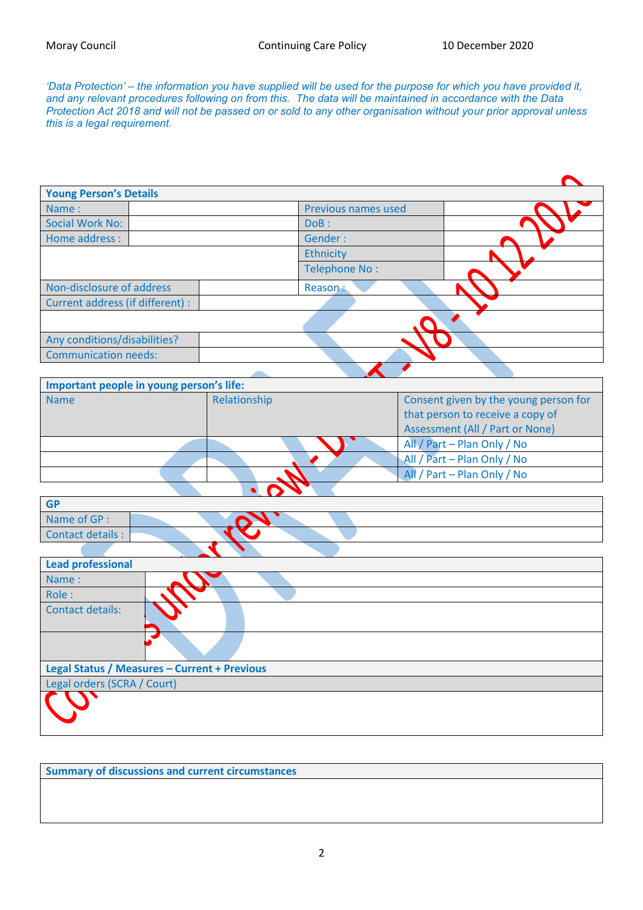*'Data Protection' – the information you have supplied will be used for the purpose for which you have provided it, and any relevant procedures following on from this. The data will be maintained in accordance with the Data Protection Act 2018 and will not be passed on or sold to any other organisation without your prior approval unless this is a legal requirement.*

| **Young Person's Details** | | | |
|---|---|---|---|
| Name : | | Previous names used | |
| Social Work No: | | DoB : | |
| Home address : | | Gender : | |
| | | Ethnicity | |
| | | Telephone No : | |
| Non-disclosure of address | | Reason : | |
| Current address (if different) : | | | |
| | | | |
| Any conditions/disabilities? | | | |
| Communication needs: | | | |

| **Important people in young person's life:** | | |
|---|---|---|
| Name | Relationship | Consent given by the young person for that person to receive a copy of Assessment (All / Part or None) |
| | | All / Part – Plan Only / No |
| | | All / Part – Plan Only / No |
| | | All / Part – Plan Only / No |

| **GP** | |
|---|---|
| Name of GP : | |
| Contact details : | |

| **Lead professional** | |
|---|---|
| Name : | |
| Role : | |
| Contact details: | |
| | |
| **Legal Status / Measures – Current + Previous** | |
| Legal orders (SCRA / Court) | |
| | |

| **Summary of discussions and current circumstances** |
|---|
| |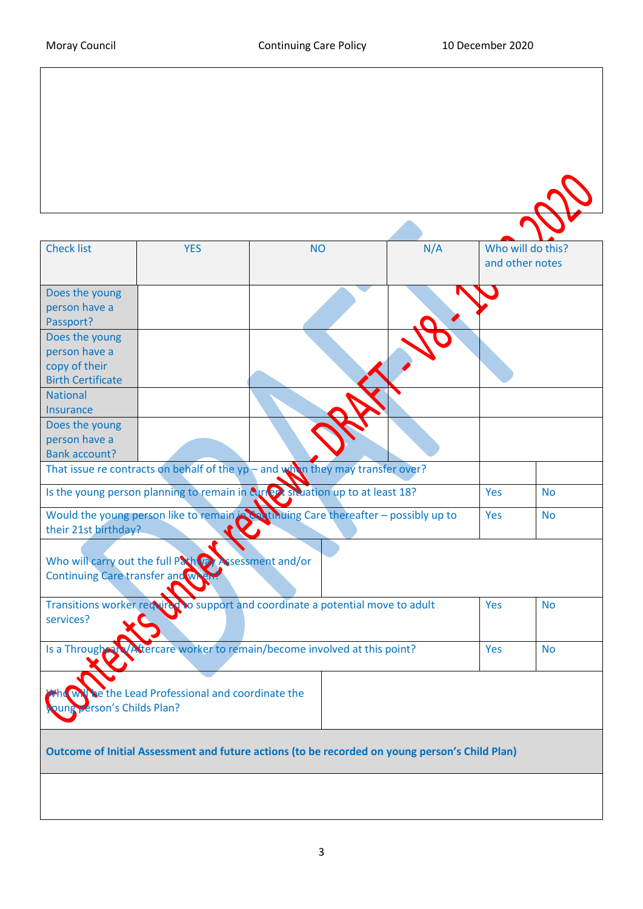| | | | | | |
|---|---|---|---|---|---|
| | | | | | |

| Check list | YES | NO | N/A | Who will do this? and other notes | |
|---|---|---|---|---|---|
| Does the young person have a Passport? | | | | | |
| Does the young person have a copy of their Birth Certificate | | | | | |
| National Insurance | | | | | |
| Does the young person have a Bank account? | | | | | |
| That issue re contracts on behalf of the yp – and when they may transfer over? | | | | | |
| Is the young person planning to remain in current situation up to at least 18? | | | | Yes | No |
| Would the young person like to remain in Continuing Care thereafter – possibly up to their 21st birthday? | | | | Yes | No |
| Who will carry out the full Pathway Assessment and/or Continuing Care transfer and when? | | | | | |
| Transitions worker required to support and coordinate a potential move to adult services? | | | | Yes | No |
| Is a Throughcare/Aftercare worker to remain/become involved at this point? | | | | Yes | No |
| Who will be the Lead Professional and coordinate the young person's Childs Plan? | | | | | |
| **Outcome of Initial Assessment and future actions (to be recorded on young person's Child Plan)** | | | | | |
| | | | | | |

Contents under review - DRAFT - V8 - 10 2020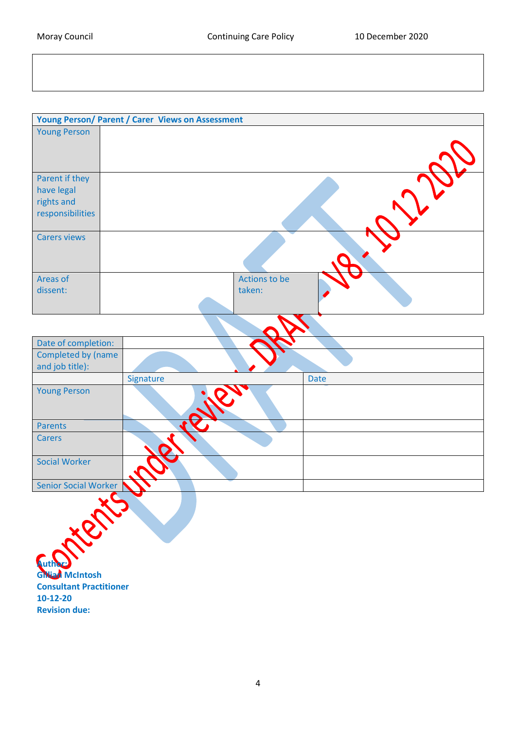| |
|---|
| |

| Young Person/ Parent / Carer Views on Assessment | | | |
|---|---|---|---|
| Young Person | | | |
| Parent if they have legal rights and responsibilities | | | |
| Carers views | | | |
| Areas of dissent: | | Actions to be taken: | |

| Date of completion: | | |
|---|---|---|
| Completed by (name and job title): | | |
| | Signature | Date |
| Young Person | | |
| Parents | | |
| Carers | | |
| Social Worker | | |
| Senior Social Worker | | |

Contents under review - DRAFT - V8 - 10 12 2020

**Author:**
**Gillian McIntosh**
**Consultant Practitioner**
**10-12-20**
**Revision due:**